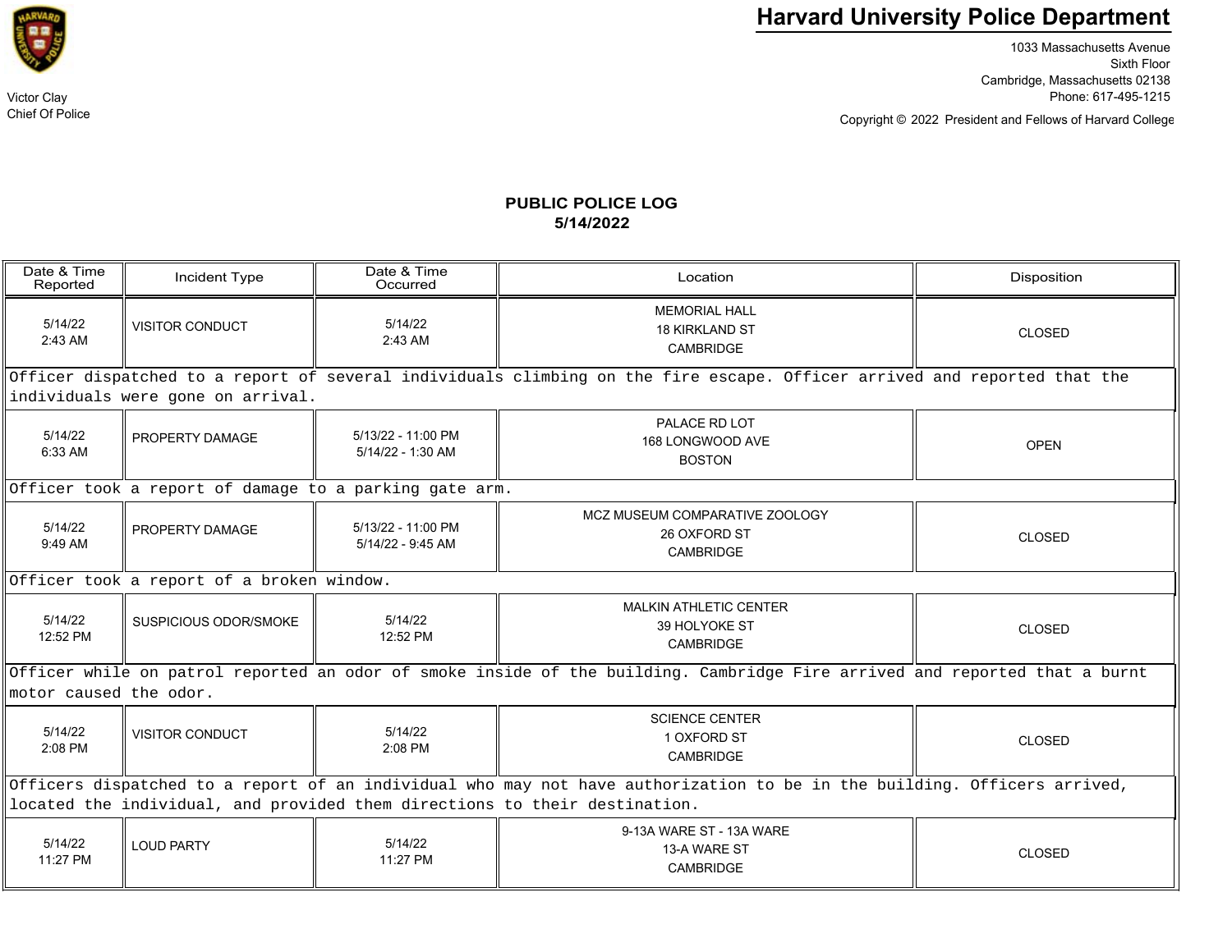Victor Clay
Chief Of Police

# Harvard University Police Department

1033 Massachusetts Avenue
Sixth Floor
Cambridge, Massachusetts 02138
Phone: 617-495-1215

Copyright © 2022 President and Fellows of Harvard College

## PUBLIC POLICE LOG
## 5/14/2022

| Date & Time Reported | Incident Type | Date & Time Occurred | Location | Disposition |
|---|---|---|---|---|
| 5/14/22 2:43 AM | VISITOR CONDUCT | 5/14/22 2:43 AM | MEMORIAL HALL 18 KIRKLAND ST CAMBRIDGE | CLOSED |
| Officer dispatched to a report of several individuals climbing on the fire escape. Officer arrived and reported that the individuals were gone on arrival. | | | | |
| 5/14/22 6:33 AM | PROPERTY DAMAGE | 5/13/22 - 11:00 PM 5/14/22 - 1:30 AM | PALACE RD LOT 168 LONGWOOD AVE BOSTON | OPEN |
| Officer took a report of damage to a parking gate arm. | | | | |
| 5/14/22 9:49 AM | PROPERTY DAMAGE | 5/13/22 - 11:00 PM 5/14/22 - 9:45 AM | MCZ MUSEUM COMPARATIVE ZOOLOGY 26 OXFORD ST CAMBRIDGE | CLOSED |
| Officer took a report of a broken window. | | | | |
| 5/14/22 12:52 PM | SUSPICIOUS ODOR/SMOKE | 5/14/22 12:52 PM | MALKIN ATHLETIC CENTER 39 HOLYOKE ST CAMBRIDGE | CLOSED |
| Officer while on patrol reported an odor of smoke inside of the building. Cambridge Fire arrived and reported that a burnt motor caused the odor. | | | | |
| 5/14/22 2:08 PM | VISITOR CONDUCT | 5/14/22 2:08 PM | SCIENCE CENTER 1 OXFORD ST CAMBRIDGE | CLOSED |
| Officers dispatched to a report of an individual who may not have authorization to be in the building. Officers arrived, located the individual, and provided them directions to their destination. | | | | |
| 5/14/22 11:27 PM | LOUD PARTY | 5/14/22 11:27 PM | 9-13A WARE ST - 13A WARE 13-A WARE ST CAMBRIDGE | CLOSED |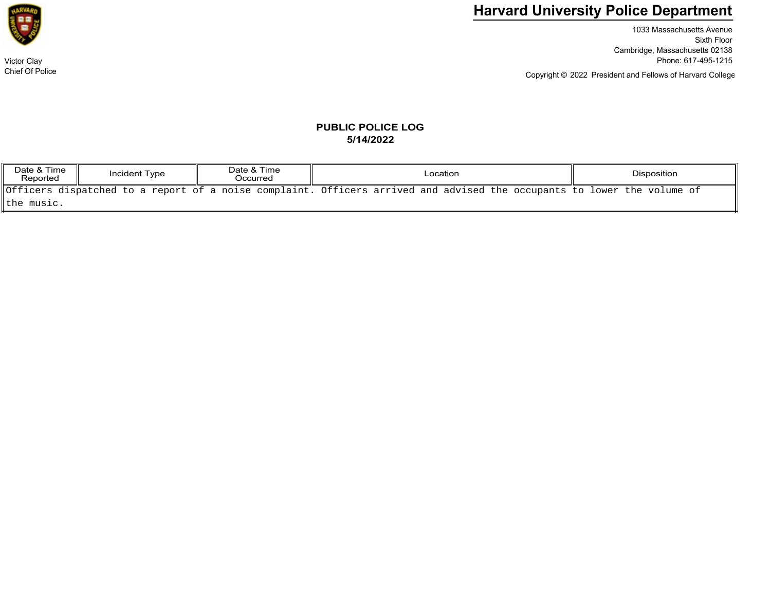# Harvard University Police Department

1033 Massachusetts Avenue
Sixth Floor
Cambridge, Massachusetts 02138
Phone: 617-495-1215

Copyright © 2022 President and Fellows of Harvard College

Victor Clay
Chief Of Police

## PUBLIC POLICE LOG
## 5/14/2022

| Date & Time Reported | Incident Type | Date & Time Occurred | Location | Disposition |
|---|---|---|---|---|
| Officers dispatched to a report of a noise complaint. Officers arrived and advised the occupants to lower the volume of the music. | | | | |